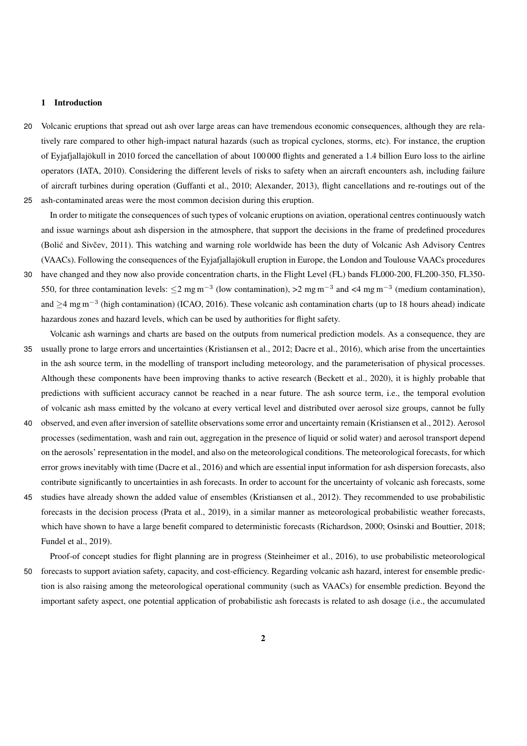## 1 Introduction

Volcanic eruptions that spread out ash over large areas can have tremendous economic consequences, although they are relatively rare compared to other high-impact natural hazards (such as tropical cyclones, storms, etc). For instance, the eruption of Eyjafjallajökull in 2010 forced the cancellation of about 100 000 flights and generated a 1.4 billion Euro loss to the airline operators (IATA, 2010). Considering the different levels of risks to safety when an aircraft encounters ash, including failure of aircraft turbines during operation (Guffanti et al., 2010; Alexander, 2013), flight cancellations and re-routings out of the ash-contaminated areas were the most common decision during this eruption.

In order to mitigate the consequences of such types of volcanic eruptions on aviation, operational centres continuously watch and issue warnings about ash dispersion in the atmosphere, that support the decisions in the frame of predefined procedures (Bolić and Sivčev, 2011). This watching and warning role worldwide has been the duty of Volcanic Ash Advisory Centres (VAACs). Following the consequences of the Eyjafjallajökull eruption in Europe, the London and Toulouse VAACs procedures have changed and they now also provide concentration charts, in the Flight Level (FL) bands FL000-200, FL200-350, FL350-550, for three contamination levels: $\leq$2 mg m$^{-3}$ (low contamination), >2 mg m$^{-3}$ and <4 mg m$^{-3}$ (medium contamination), and $\geq$4 mg m$^{-3}$ (high contamination) (ICAO, 2016). These volcanic ash contamination charts (up to 18 hours ahead) indicate hazardous zones and hazard levels, which can be used by authorities for flight safety.

Volcanic ash warnings and charts are based on the outputs from numerical prediction models. As a consequence, they are usually prone to large errors and uncertainties (Kristiansen et al., 2012; Dacre et al., 2016), which arise from the uncertainties in the ash source term, in the modelling of transport including meteorology, and the parameterisation of physical processes. Although these components have been improving thanks to active research (Beckett et al., 2020), it is highly probable that predictions with sufficient accuracy cannot be reached in a near future. The ash source term, i.e., the temporal evolution of volcanic ash mass emitted by the volcano at every vertical level and distributed over aerosol size groups, cannot be fully observed, and even after inversion of satellite observations some error and uncertainty remain (Kristiansen et al., 2012). Aerosol processes (sedimentation, wash and rain out, aggregation in the presence of liquid or solid water) and aerosol transport depend on the aerosols' representation in the model, and also on the meteorological conditions. The meteorological forecasts, for which error grows inevitably with time (Dacre et al., 2016) and which are essential input information for ash dispersion forecasts, also contribute significantly to uncertainties in ash forecasts. In order to account for the uncertainty of volcanic ash forecasts, some studies have already shown the added value of ensembles (Kristiansen et al., 2012). They recommended to use probabilistic forecasts in the decision process (Prata et al., 2019), in a similar manner as meteorological probabilistic weather forecasts, which have shown to have a large benefit compared to deterministic forecasts (Richardson, 2000; Osinski and Bouttier, 2018; Fundel et al., 2019).

Proof-of concept studies for flight planning are in progress (Steinheimer et al., 2016), to use probabilistic meteorological forecasts to support aviation safety, capacity, and cost-efficiency. Regarding volcanic ash hazard, interest for ensemble prediction is also raising among the meteorological operational community (such as VAACs) for ensemble prediction. Beyond the important safety aspect, one potential application of probabilistic ash forecasts is related to ash dosage (i.e., the accumulated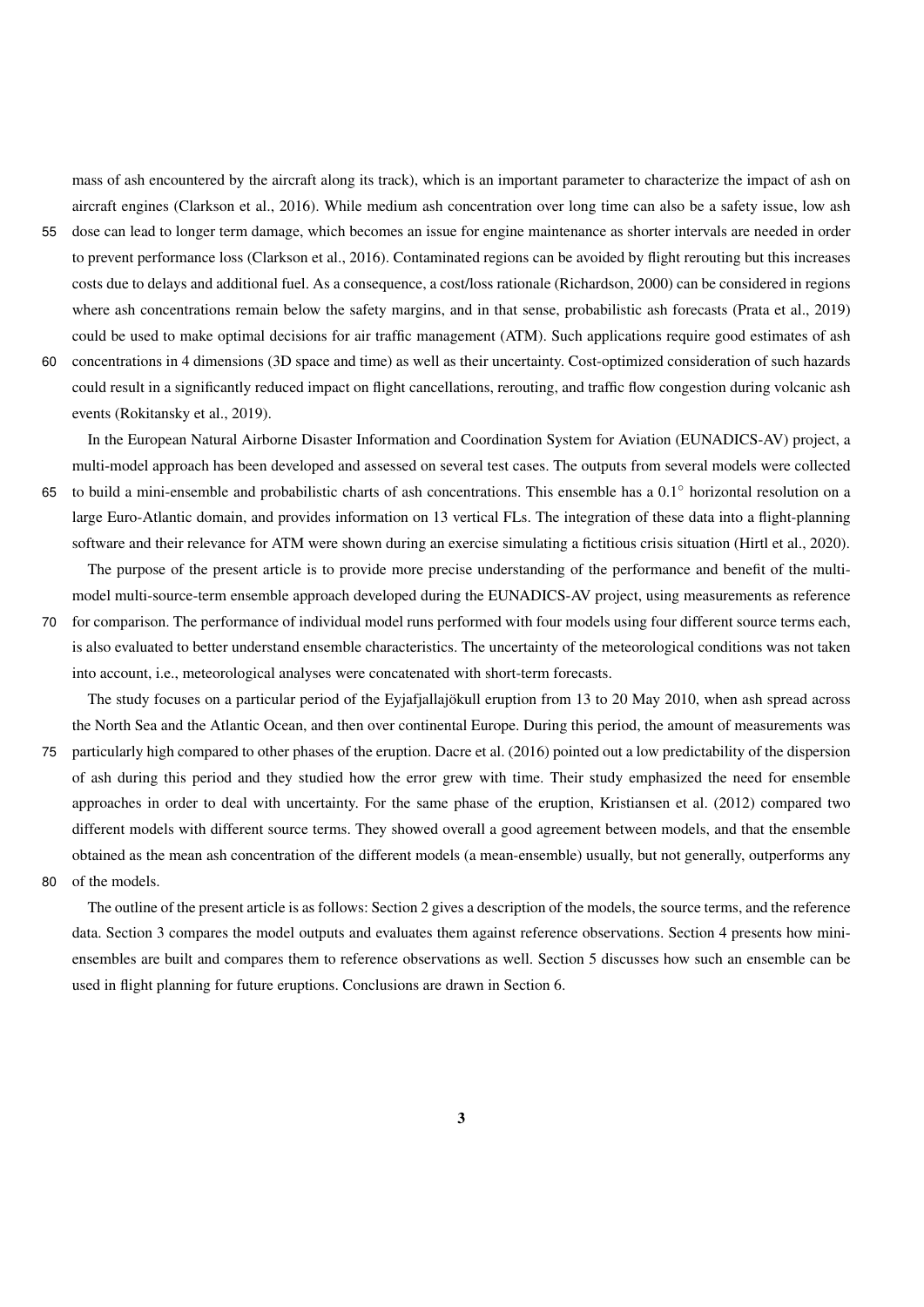mass of ash encountered by the aircraft along its track), which is an important parameter to characterize the impact of ash on aircraft engines (Clarkson et al., 2016). While medium ash concentration over long time can also be a safety issue, low ash dose can lead to longer term damage, which becomes an issue for engine maintenance as shorter intervals are needed in order to prevent performance loss (Clarkson et al., 2016). Contaminated regions can be avoided by flight rerouting but this increases costs due to delays and additional fuel. As a consequence, a cost/loss rationale (Richardson, 2000) can be considered in regions where ash concentrations remain below the safety margins, and in that sense, probabilistic ash forecasts (Prata et al., 2019) could be used to make optimal decisions for air traffic management (ATM). Such applications require good estimates of ash concentrations in 4 dimensions (3D space and time) as well as their uncertainty. Cost-optimized consideration of such hazards could result in a significantly reduced impact on flight cancellations, rerouting, and traffic flow congestion during volcanic ash events (Rokitansky et al., 2019).

In the European Natural Airborne Disaster Information and Coordination System for Aviation (EUNADICS-AV) project, a multi-model approach has been developed and assessed on several test cases. The outputs from several models were collected to build a mini-ensemble and probabilistic charts of ash concentrations. This ensemble has a $0.1^{\circ}$ horizontal resolution on a large Euro-Atlantic domain, and provides information on 13 vertical FLs. The integration of these data into a flight-planning software and their relevance for ATM were shown during an exercise simulating a fictitious crisis situation (Hirtl et al., 2020).

The purpose of the present article is to provide more precise understanding of the performance and benefit of the multi-model multi-source-term ensemble approach developed during the EUNADICS-AV project, using measurements as reference for comparison. The performance of individual model runs performed with four models using four different source terms each, is also evaluated to better understand ensemble characteristics. The uncertainty of the meteorological conditions was not taken into account, i.e., meteorological analyses were concatenated with short-term forecasts.

The study focuses on a particular period of the Eyjafjallajökull eruption from 13 to 20 May 2010, when ash spread across the North Sea and the Atlantic Ocean, and then over continental Europe. During this period, the amount of measurements was particularly high compared to other phases of the eruption. Dacre et al. (2016) pointed out a low predictability of the dispersion of ash during this period and they studied how the error grew with time. Their study emphasized the need for ensemble approaches in order to deal with uncertainty. For the same phase of the eruption, Kristiansen et al. (2012) compared two different models with different source terms. They showed overall a good agreement between models, and that the ensemble obtained as the mean ash concentration of the different models (a mean-ensemble) usually, but not generally, outperforms any of the models.

The outline of the present article is as follows: Section 2 gives a description of the models, the source terms, and the reference data. Section 3 compares the model outputs and evaluates them against reference observations. Section 4 presents how mini-ensembles are built and compares them to reference observations as well. Section 5 discusses how such an ensemble can be used in flight planning for future eruptions. Conclusions are drawn in Section 6.